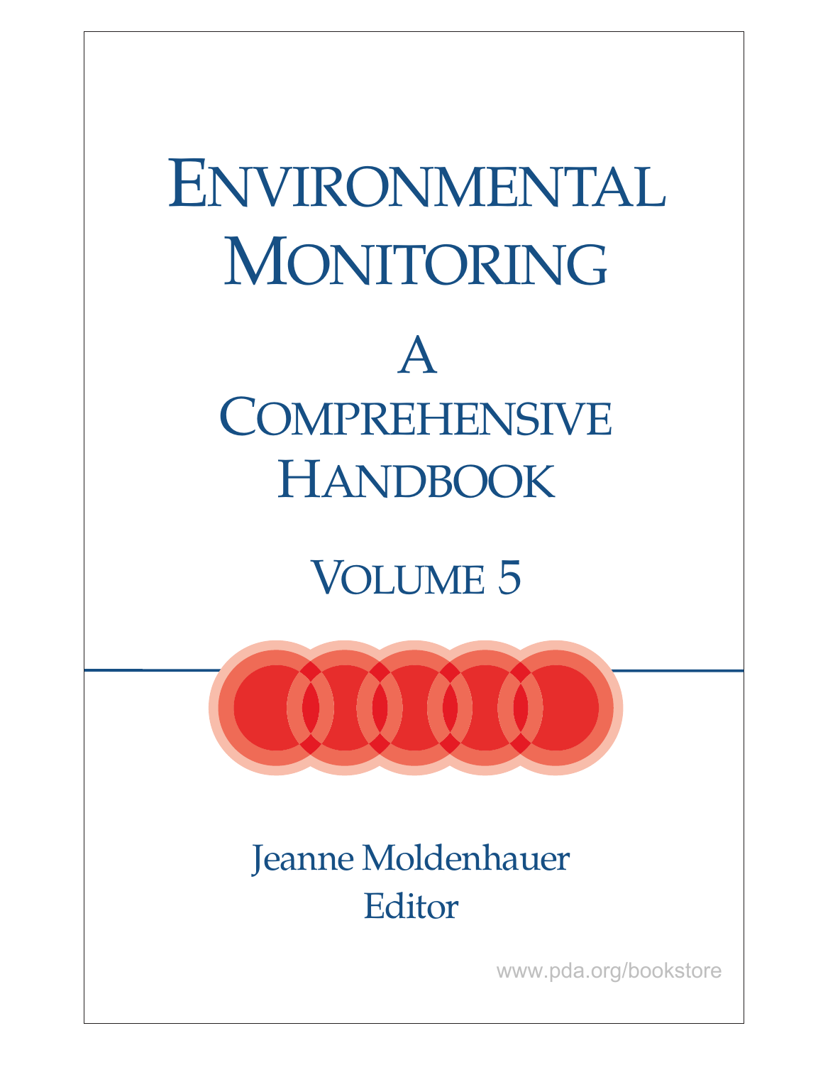# Environmental Monitoring

## A Comprehensive Handbook

## Volume 5

Jeanne Moldenhauer
Editor

www.pda.org/bookstore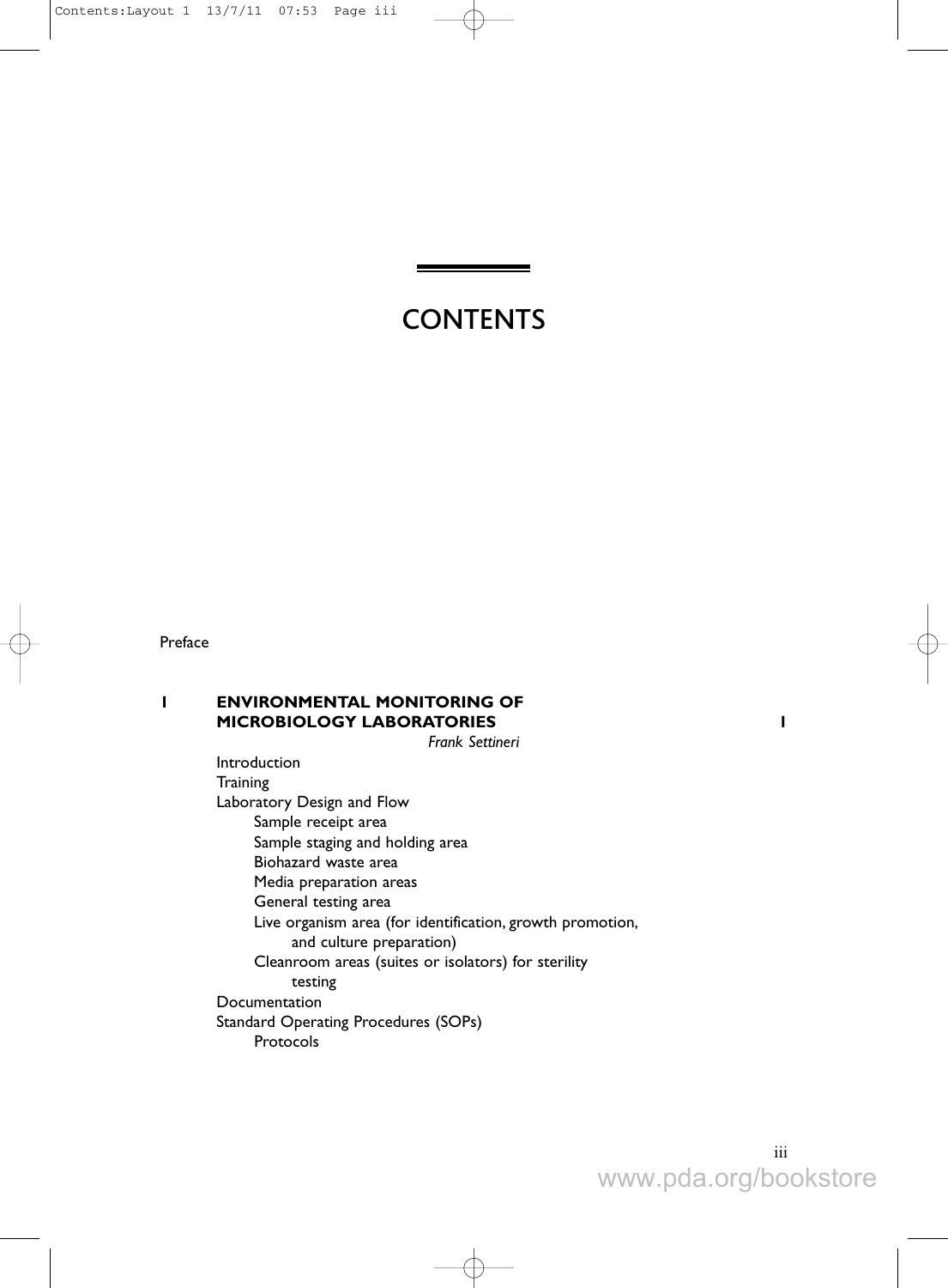# CONTENTS

Preface

**1 ENVIRONMENTAL MONITORING OF MICROBIOLOGY LABORATORIES** **1**

*Frank Settineri*

Introduction
Training
Laboratory Design and Flow
  Sample receipt area
  Sample staging and holding area
  Biohazard waste area
  Media preparation areas
  General testing area
  Live organism area (for identification, growth promotion, and culture preparation)
  Cleanroom areas (suites or isolators) for sterility testing
Documentation
Standard Operating Procedures (SOPs)
  Protocols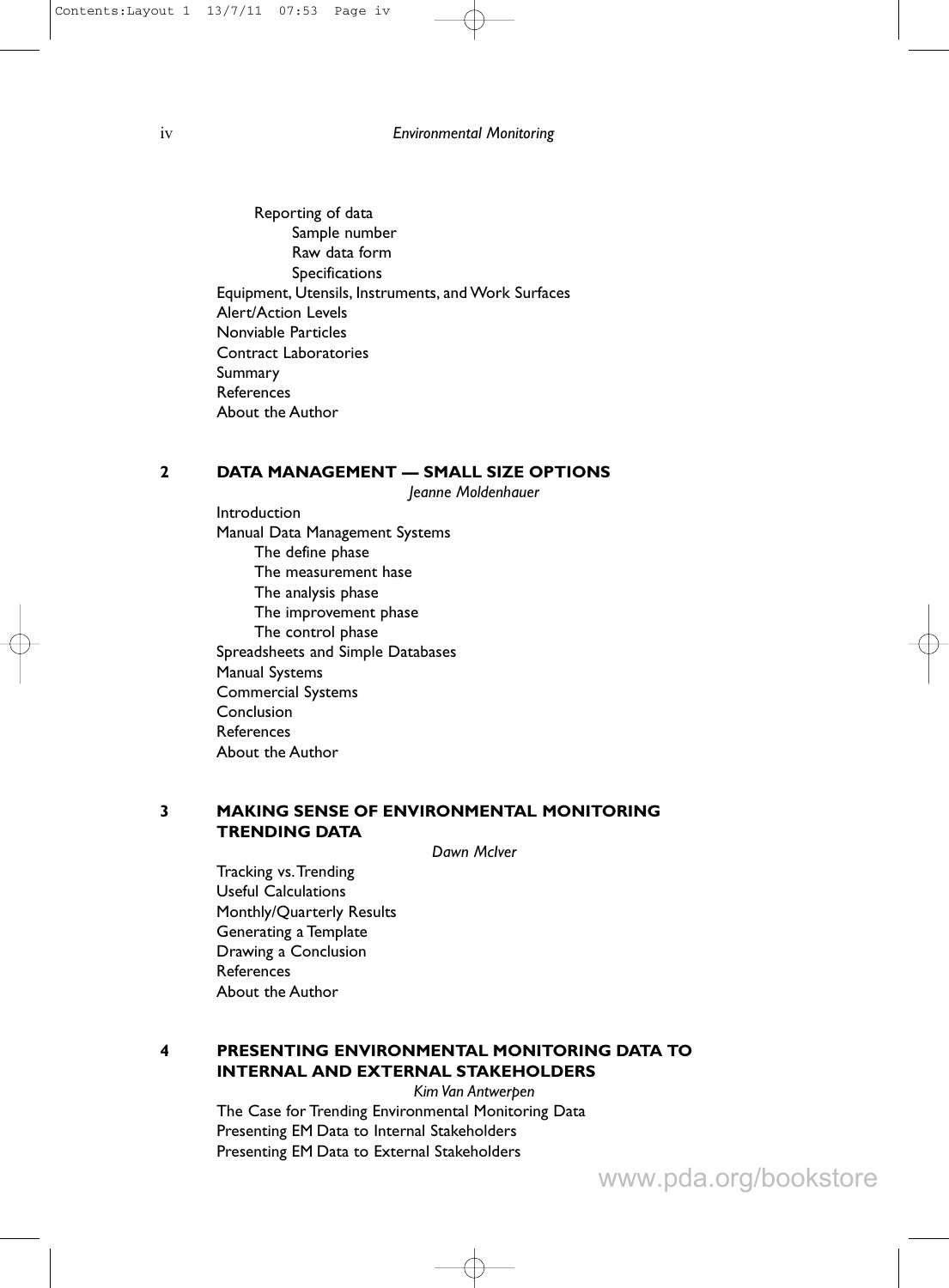Reporting of data
Sample number
Raw data form
Specifications
Equipment, Utensils, Instruments, and Work Surfaces
Alert/Action Levels
Nonviable Particles
Contract Laboratories
Summary
References
About the Author

## 2 DATA MANAGEMENT — SMALL SIZE OPTIONS

*Jeanne Moldenhauer*

Introduction
Manual Data Management Systems
The define phase
The measurement hase
The analysis phase
The improvement phase
The control phase
Spreadsheets and Simple Databases
Manual Systems
Commercial Systems
Conclusion
References
About the Author

## 3 MAKING SENSE OF ENVIRONMENTAL MONITORING TRENDING DATA

*Dawn McIver*

Tracking vs. Trending
Useful Calculations
Monthly/Quarterly Results
Generating a Template
Drawing a Conclusion
References
About the Author

## 4 PRESENTING ENVIRONMENTAL MONITORING DATA TO INTERNAL AND EXTERNAL STAKEHOLDERS

*Kim Van Antwerpen*

The Case for Trending Environmental Monitoring Data
Presenting EM Data to Internal Stakeholders
Presenting EM Data to External Stakeholders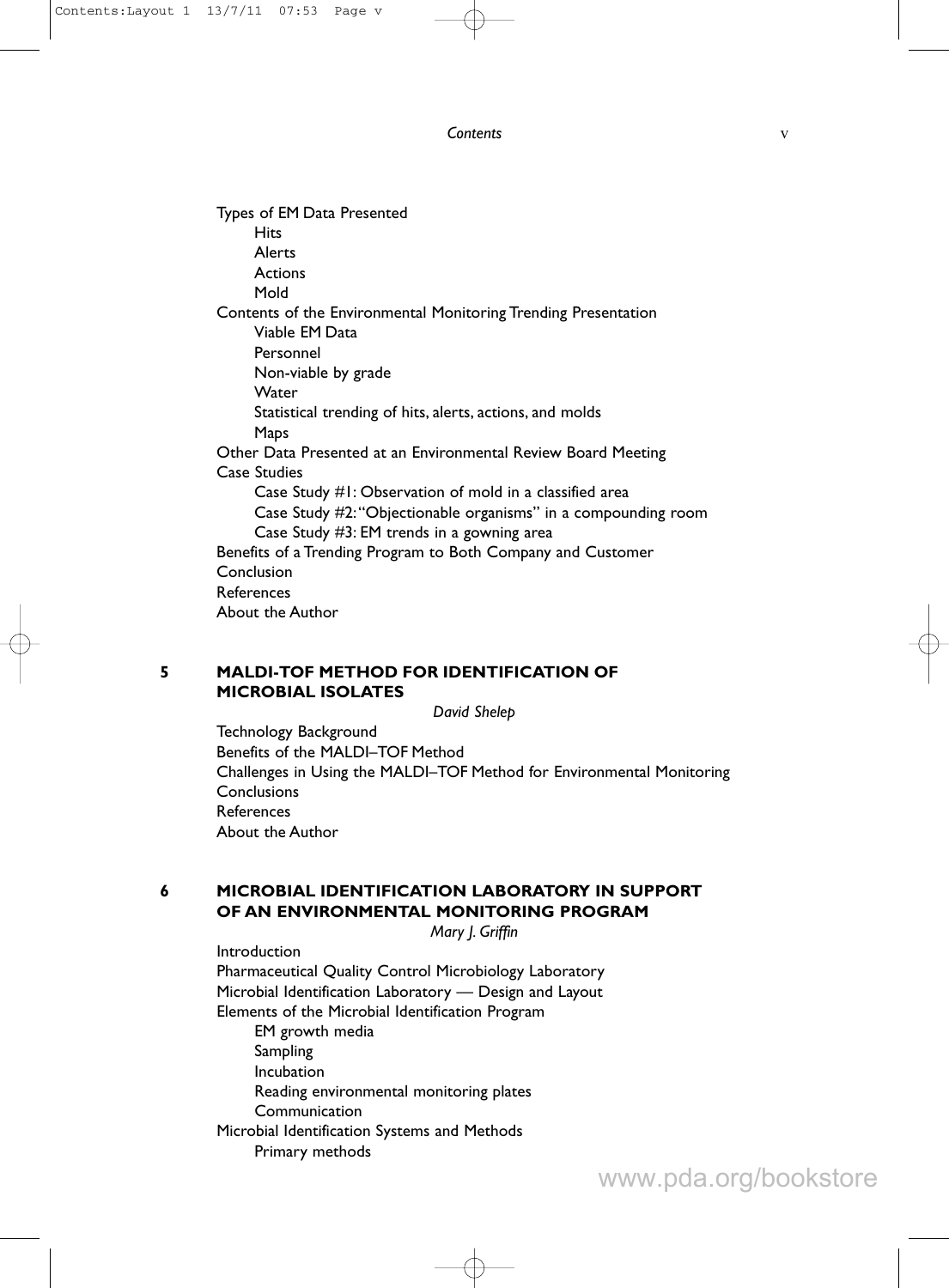Types of EM Data Presented
- Hits
- Alerts
- Actions
- Mold

Contents of the Environmental Monitoring Trending Presentation
- Viable EM Data
- Personnel
- Non-viable by grade
- Water
- Statistical trending of hits, alerts, actions, and molds
- Maps

Other Data Presented at an Environmental Review Board Meeting

Case Studies
- Case Study #1: Observation of mold in a classified area
- Case Study #2: "Objectionable organisms" in a compounding room
- Case Study #3: EM trends in a gowning area

Benefits of a Trending Program to Both Company and Customer

Conclusion

References

About the Author

## 5 MALDI-TOF METHOD FOR IDENTIFICATION OF MICROBIAL ISOLATES

*David Shelep*

Technology Background

Benefits of the MALDI–TOF Method

Challenges in Using the MALDI–TOF Method for Environmental Monitoring

Conclusions

References

About the Author

## 6 MICROBIAL IDENTIFICATION LABORATORY IN SUPPORT OF AN ENVIRONMENTAL MONITORING PROGRAM

*Mary J. Griffin*

Introduction

Pharmaceutical Quality Control Microbiology Laboratory

Microbial Identification Laboratory — Design and Layout

Elements of the Microbial Identification Program
- EM growth media
- Sampling
- Incubation
- Reading environmental monitoring plates
- Communication

Microbial Identification Systems and Methods
- Primary methods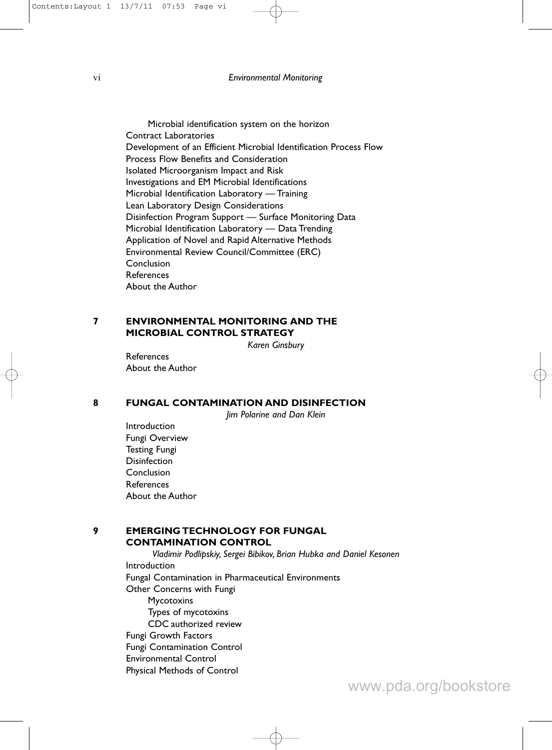Microbial identification system on the horizon

Contract Laboratories

Development of an Efficient Microbial Identification Process Flow

Process Flow Benefits and Consideration

Isolated Microorganism Impact and Risk

Investigations and EM Microbial Identifications

Microbial Identification Laboratory — Training

Lean Laboratory Design Considerations

Disinfection Program Support — Surface Monitoring Data

Microbial Identification Laboratory — Data Trending

Application of Novel and Rapid Alternative Methods

Environmental Review Council/Committee (ERC)

Conclusion

References

About the Author

## 7 ENVIRONMENTAL MONITORING AND THE MICROBIAL CONTROL STRATEGY

*Karen Ginsbury*

References

About the Author

## 8 FUNGAL CONTAMINATION AND DISINFECTION

*Jim Polarine and Dan Klein*

Introduction

Fungi Overview

Testing Fungi

Disinfection

Conclusion

References

About the Author

## 9 EMERGING TECHNOLOGY FOR FUNGAL CONTAMINATION CONTROL

*Vladimir Podlipskiy, Sergei Bibikov, Brian Hubka and Daniel Kesonen*

Introduction

Fungal Contamination in Pharmaceutical Environments

Other Concerns with Fungi

Mycotoxins

Types of mycotoxins

CDC authorized review

Fungi Growth Factors

Fungi Contamination Control

Environmental Control

Physical Methods of Control

www.pda.org/bookstore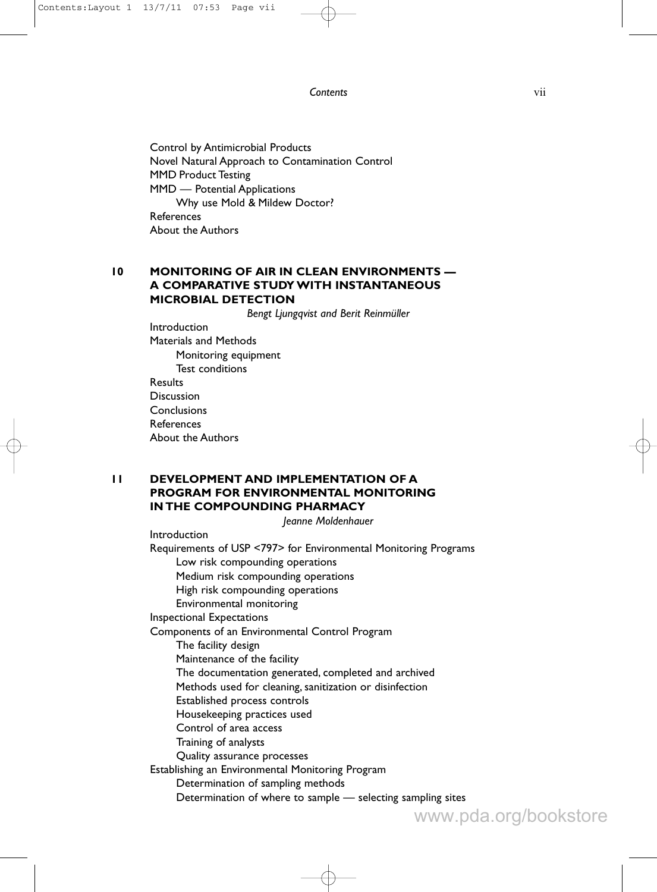Control by Antimicrobial Products
Novel Natural Approach to Contamination Control
MMD Product Testing
MMD — Potential Applications
- Why use Mold & Mildew Doctor?

References
About the Authors

## 10 MONITORING OF AIR IN CLEAN ENVIRONMENTS — A COMPARATIVE STUDY WITH INSTANTANEOUS MICROBIAL DETECTION

*Bengt Ljungqvist and Berit Reinmüller*

Introduction
Materials and Methods
- Monitoring equipment
- Test conditions

Results
Discussion
Conclusions
References
About the Authors

## 11 DEVELOPMENT AND IMPLEMENTATION OF A PROGRAM FOR ENVIRONMENTAL MONITORING IN THE COMPOUNDING PHARMACY

*Jeanne Moldenhauer*

Introduction
Requirements of USP <797> for Environmental Monitoring Programs
- Low risk compounding operations
- Medium risk compounding operations
- High risk compounding operations
- Environmental monitoring

Inspectional Expectations
Components of an Environmental Control Program
- The facility design
- Maintenance of the facility
- The documentation generated, completed and archived
- Methods used for cleaning, sanitization or disinfection
- Established process controls
- Housekeeping practices used
- Control of area access
- Training of analysts
- Quality assurance processes

Establishing an Environmental Monitoring Program
- Determination of sampling methods
- Determination of where to sample — selecting sampling sites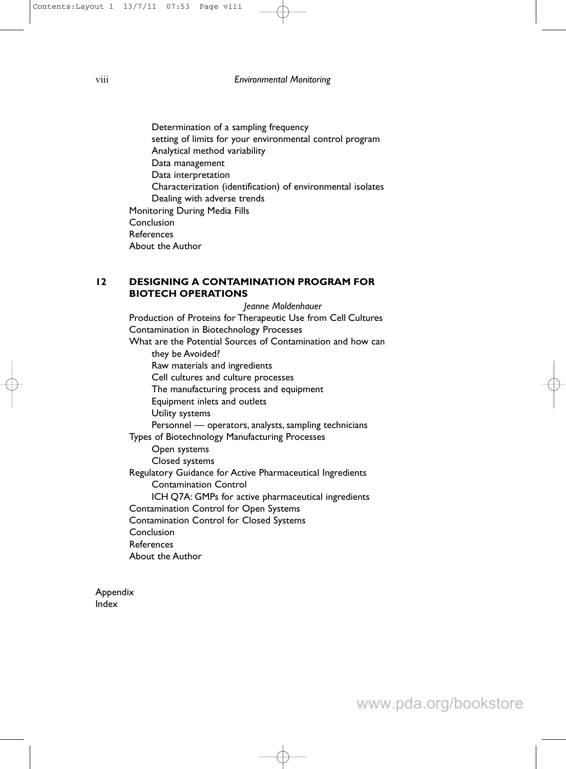Determination of a sampling frequency
setting of limits for your environmental control program
Analytical method variability
Data management
Data interpretation
Characterization (identification) of environmental isolates
Dealing with adverse trends

Monitoring During Media Fills
Conclusion
References
About the Author

**12 DESIGNING A CONTAMINATION PROGRAM FOR BIOTECH OPERATIONS**

*Jeanne Moldenhauer*

Production of Proteins for Therapeutic Use from Cell Cultures
Contamination in Biotechnology Processes
What are the Potential Sources of Contamination and how can they be Avoided?

Raw materials and ingredients
Cell cultures and culture processes
The manufacturing process and equipment
Equipment inlets and outlets
Utility systems
Personnel — operators, analysts, sampling technicians

Types of Biotechnology Manufacturing Processes

Open systems
Closed systems

Regulatory Guidance for Active Pharmaceutical Ingredients

Contamination Control
ICH Q7A: GMPs for active pharmaceutical ingredients

Contamination Control for Open Systems
Contamination Control for Closed Systems
Conclusion
References
About the Author

Appendix
Index

www.pda.org/bookstore